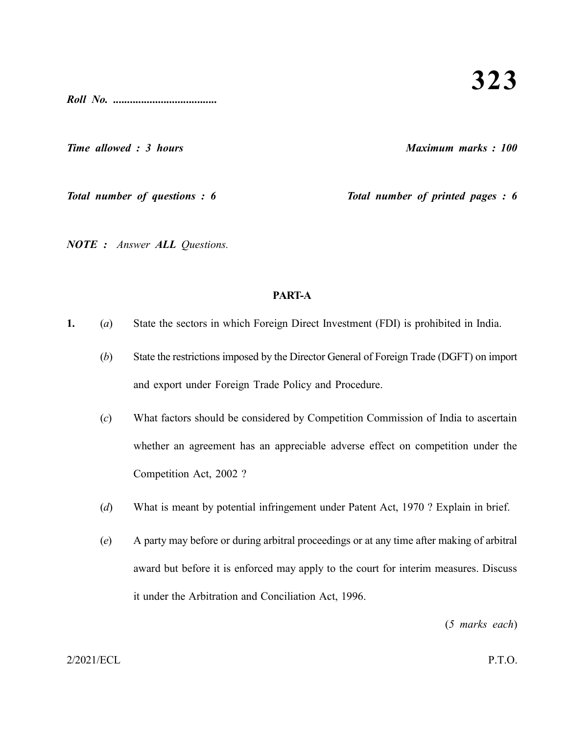# 323

*Roll No. .....................................*

*Time allowed : 3 hours* *Maximum marks : 100*

*Total number of questions : 6* *Total number of printed pages : 6*

***NOTE :*** *Answer **ALL** Questions.*

## PART-A

**1.** (*a*) State the sectors in which Foreign Direct Investment (FDI) is prohibited in India.

(*b*) State the restrictions imposed by the Director General of Foreign Trade (DGFT) on import and export under Foreign Trade Policy and Procedure.

(*c*) What factors should be considered by Competition Commission of India to ascertain whether an agreement has an appreciable adverse effect on competition under the Competition Act, 2002 ?

(*d*) What is meant by potential infringement under Patent Act, 1970 ? Explain in brief.

(*e*) A party may before or during arbitral proceedings or at any time after making of arbitral award but before it is enforced may apply to the court for interim measures. Discuss it under the Arbitration and Conciliation Act, 1996.

(*5 marks each*)

2/2021/ECL P.T.O.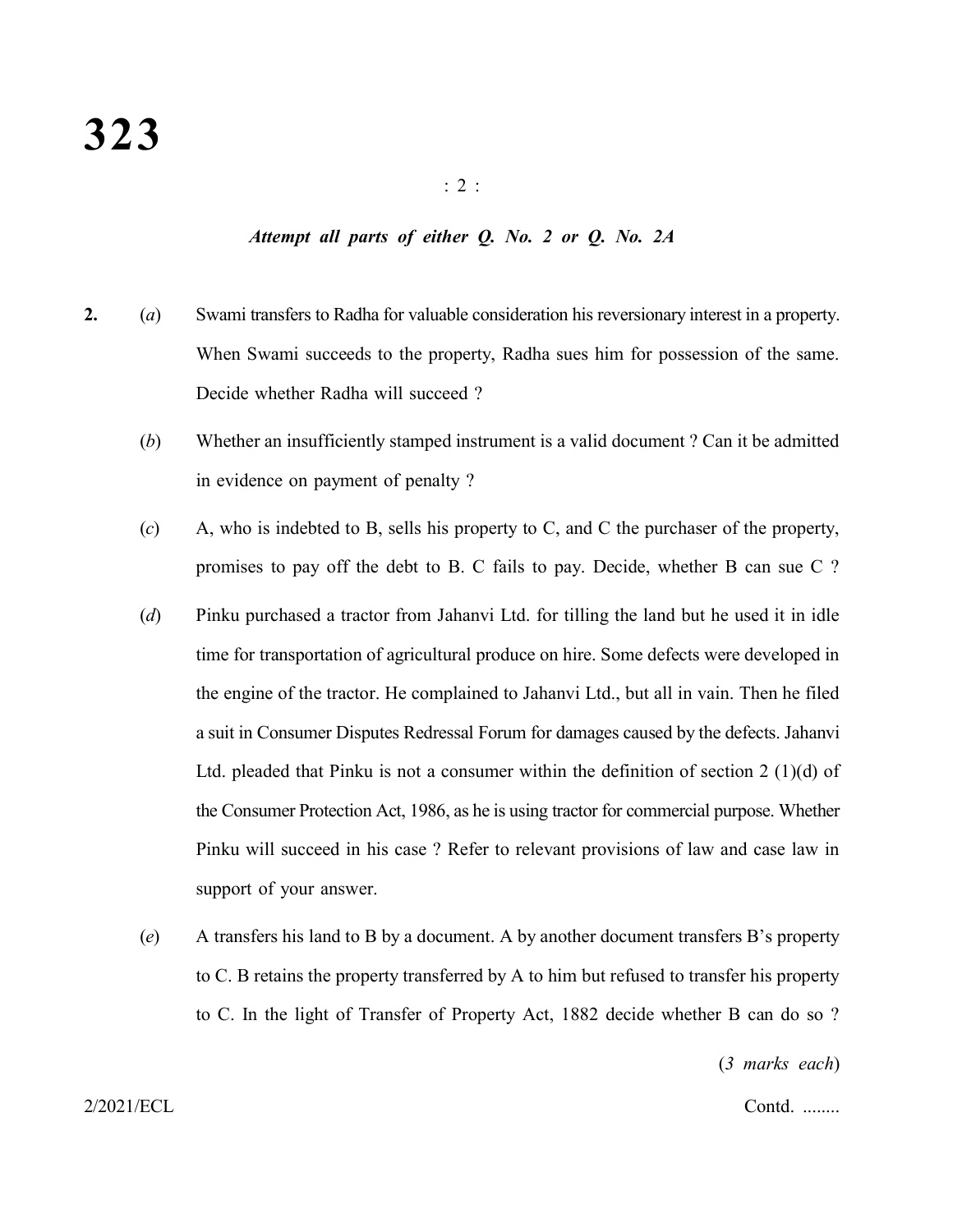*Attempt all parts of either Q. No. 2 or Q. No. 2A*

**2.** (*a*) Swami transfers to Radha for valuable consideration his reversionary interest in a property. When Swami succeeds to the property, Radha sues him for possession of the same. Decide whether Radha will succeed ?

(*b*) Whether an insufficiently stamped instrument is a valid document ? Can it be admitted in evidence on payment of penalty ?

(*c*) A, who is indebted to B, sells his property to C, and C the purchaser of the property, promises to pay off the debt to B. C fails to pay. Decide, whether B can sue C ?

(*d*) Pinku purchased a tractor from Jahanvi Ltd. for tilling the land but he used it in idle time for transportation of agricultural produce on hire. Some defects were developed in the engine of the tractor. He complained to Jahanvi Ltd., but all in vain. Then he filed a suit in Consumer Disputes Redressal Forum for damages caused by the defects. Jahanvi Ltd. pleaded that Pinku is not a consumer within the definition of section 2 (1)(d) of the Consumer Protection Act, 1986, as he is using tractor for commercial purpose. Whether Pinku will succeed in his case ? Refer to relevant provisions of law and case law in support of your answer.

(*e*) A transfers his land to B by a document. A by another document transfers B's property to C. B retains the property transferred by A to him but refused to transfer his property to C. In the light of Transfer of Property Act, 1882 decide whether B can do so ?

(*3 marks each*)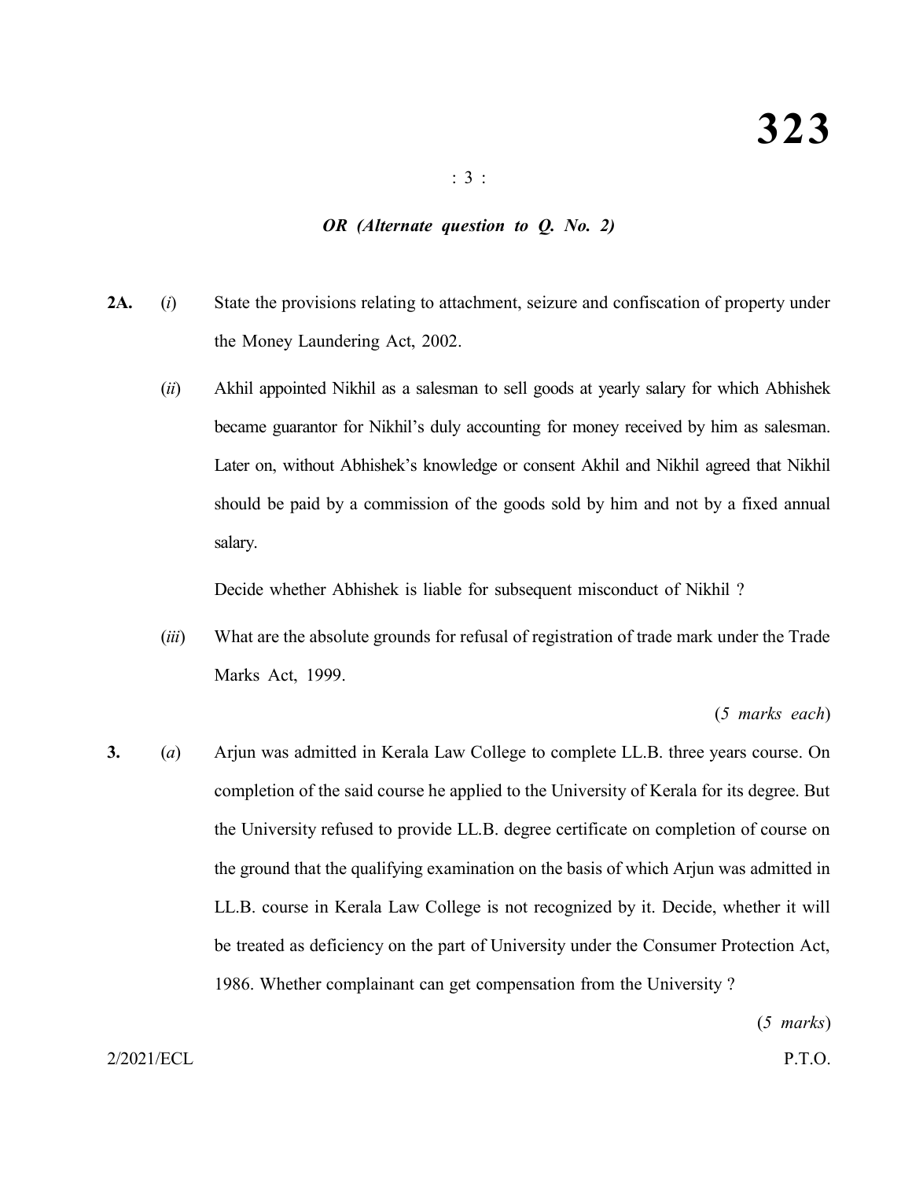*OR (Alternate question to Q. No. 2)*

**2A.** (*i*) State the provisions relating to attachment, seizure and confiscation of property under the Money Laundering Act, 2002.

(*ii*) Akhil appointed Nikhil as a salesman to sell goods at yearly salary for which Abhishek became guarantor for Nikhil's duly accounting for money received by him as salesman. Later on, without Abhishek's knowledge or consent Akhil and Nikhil agreed that Nikhil should be paid by a commission of the goods sold by him and not by a fixed annual salary.

Decide whether Abhishek is liable for subsequent misconduct of Nikhil ?

(*iii*) What are the absolute grounds for refusal of registration of trade mark under the Trade Marks Act, 1999.

(*5 marks each*)

**3.** (*a*) Arjun was admitted in Kerala Law College to complete LL.B. three years course. On completion of the said course he applied to the University of Kerala for its degree. But the University refused to provide LL.B. degree certificate on completion of course on the ground that the qualifying examination on the basis of which Arjun was admitted in LL.B. course in Kerala Law College is not recognized by it. Decide, whether it will be treated as deficiency on the part of University under the Consumer Protection Act, 1986. Whether complainant can get compensation from the University ?

(*5 marks*)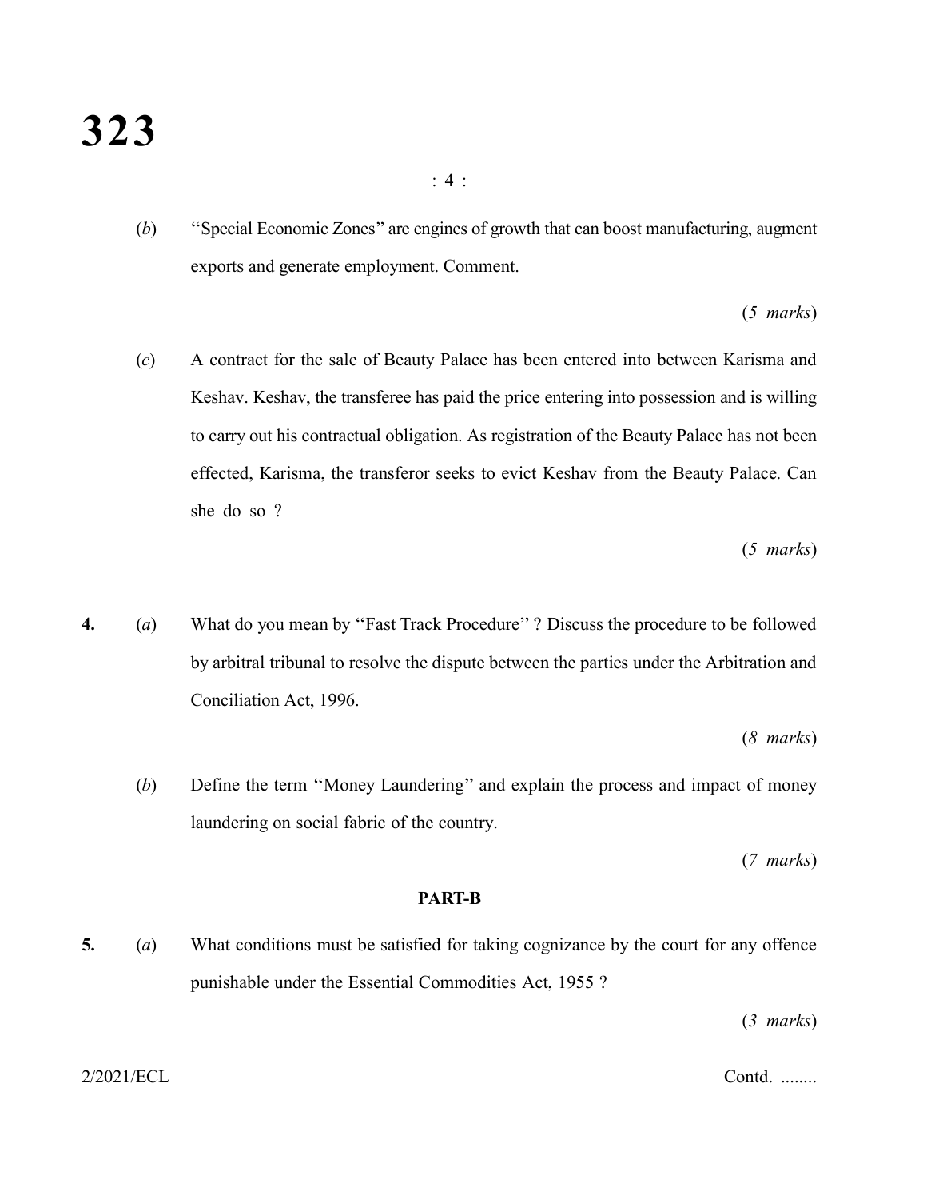(*b*) "Special Economic Zones" are engines of growth that can boost manufacturing, augment exports and generate employment. Comment.

(*5 marks*)

(*c*) A contract for the sale of Beauty Palace has been entered into between Karisma and Keshav. Keshav, the transferee has paid the price entering into possession and is willing to carry out his contractual obligation. As registration of the Beauty Palace has not been effected, Karisma, the transferor seeks to evict Keshav from the Beauty Palace. Can she do so ?

(*5 marks*)

**4.** (*a*) What do you mean by "Fast Track Procedure" ? Discuss the procedure to be followed by arbitral tribunal to resolve the dispute between the parties under the Arbitration and Conciliation Act, 1996.

(*8 marks*)

(*b*) Define the term "Money Laundering" and explain the process and impact of money laundering on social fabric of the country.

(*7 marks*)

## PART-B

**5.** (*a*) What conditions must be satisfied for taking cognizance by the court for any offence punishable under the Essential Commodities Act, 1955 ?

(*3 marks*)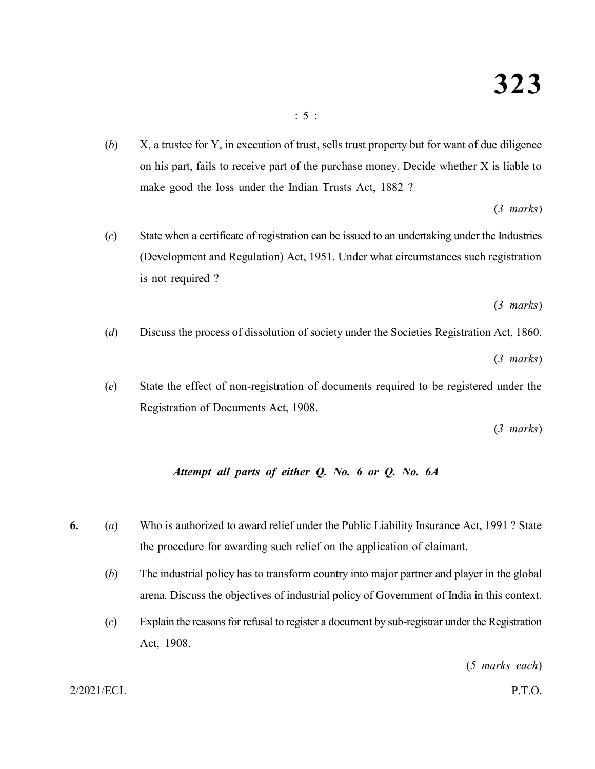(*b*) X, a trustee for Y, in execution of trust, sells trust property but for want of due diligence on his part, fails to receive part of the purchase money. Decide whether X is liable to make good the loss under the Indian Trusts Act, 1882 ?

(*3 marks*)

(*c*) State when a certificate of registration can be issued to an undertaking under the Industries (Development and Regulation) Act, 1951. Under what circumstances such registration is not required ?

(*3 marks*)

(*d*) Discuss the process of dissolution of society under the Societies Registration Act, 1860.

(*3 marks*)

(*e*) State the effect of non-registration of documents required to be registered under the Registration of Documents Act, 1908.

(*3 marks*)

***Attempt all parts of either Q. No. 6 or Q. No. 6A***

**6.** (*a*) Who is authorized to award relief under the Public Liability Insurance Act, 1991 ? State the procedure for awarding such relief on the application of claimant.

(*b*) The industrial policy has to transform country into major partner and player in the global arena. Discuss the objectives of industrial policy of Government of India in this context.

(*c*) Explain the reasons for refusal to register a document by sub-registrar under the Registration Act, 1908.

(*5 marks each*)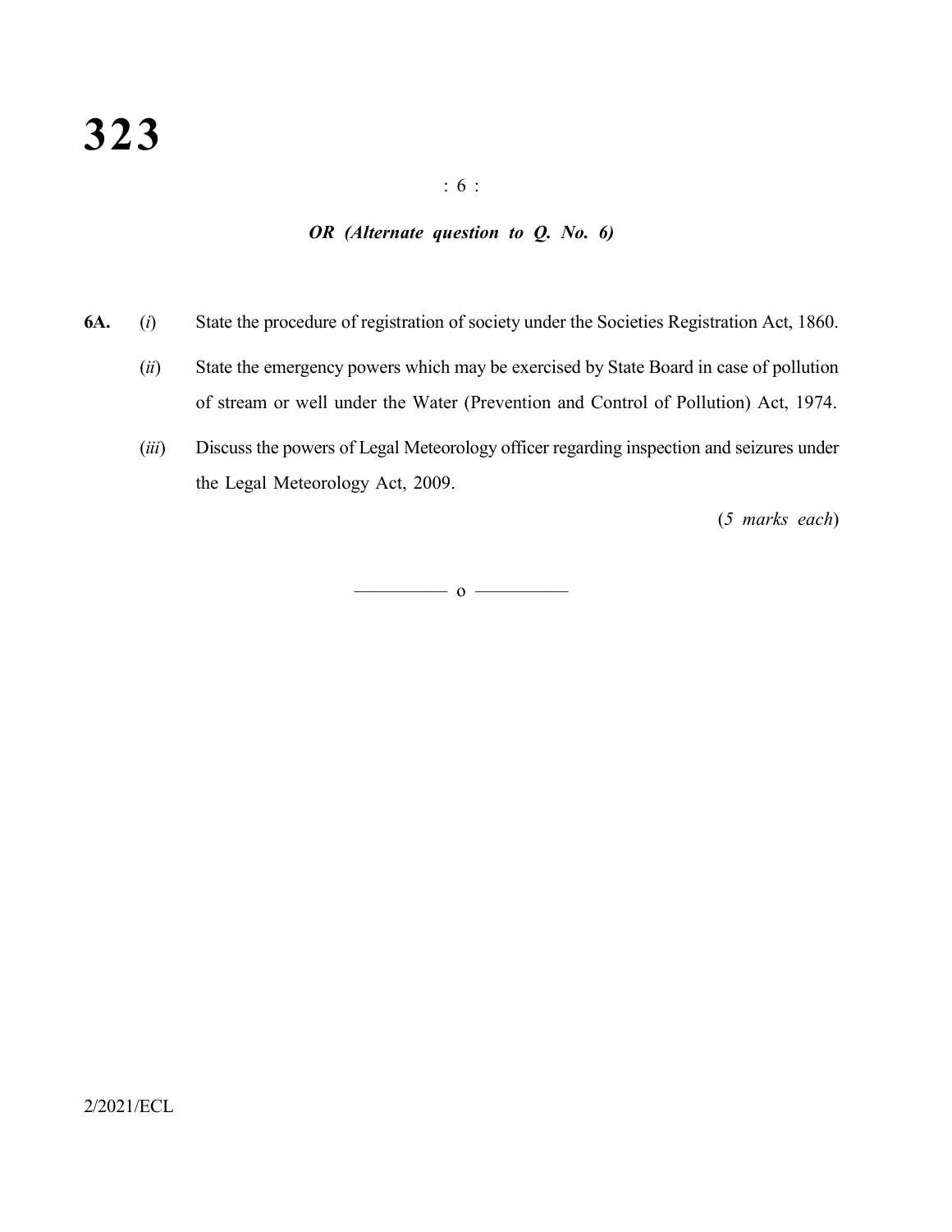*OR (Alternate question to Q. No. 6)*

**6A.** (*i*) State the procedure of registration of society under the Societies Registration Act, 1860.

(*ii*) State the emergency powers which may be exercised by State Board in case of pollution of stream or well under the Water (Prevention and Control of Pollution) Act, 1974.

(*iii*) Discuss the powers of Legal Meteorology officer regarding inspection and seizures under the Legal Meteorology Act, 2009.

(*5 marks each*)

——— o ———